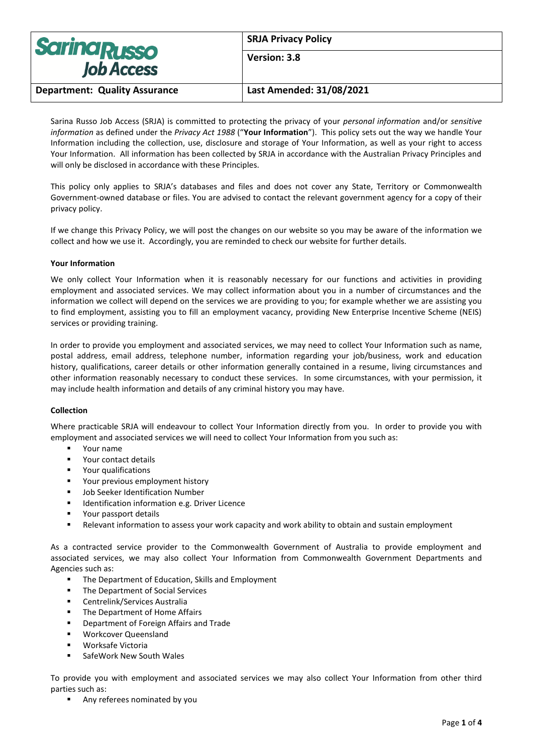| Sarina Russo Job Access | SRJA Privacy Policy |
| --- | --- |
| | Version: 3.8 |
| Department: Quality Assurance | Last Amended: 31/08/2021 |

Sarina Russo Job Access (SRJA) is committed to protecting the privacy of your *personal information* and/or *sensitive information* as defined under the *Privacy Act 1988* ("**Your Information**"). This policy sets out the way we handle Your Information including the collection, use, disclosure and storage of Your Information, as well as your right to access Your Information. All information has been collected by SRJA in accordance with the Australian Privacy Principles and will only be disclosed in accordance with these Principles.

This policy only applies to SRJA's databases and files and does not cover any State, Territory or Commonwealth Government-owned database or files. You are advised to contact the relevant government agency for a copy of their privacy policy.

If we change this Privacy Policy, we will post the changes on our website so you may be aware of the information we collect and how we use it. Accordingly, you are reminded to check our website for further details.

**Your Information**

We only collect Your Information when it is reasonably necessary for our functions and activities in providing employment and associated services. We may collect information about you in a number of circumstances and the information we collect will depend on the services we are providing to you; for example whether we are assisting you to find employment, assisting you to fill an employment vacancy, providing New Enterprise Incentive Scheme (NEIS) services or providing training.

In order to provide you employment and associated services, we may need to collect Your Information such as name, postal address, email address, telephone number, information regarding your job/business, work and education history, qualifications, career details or other information generally contained in a resume, living circumstances and other information reasonably necessary to conduct these services. In some circumstances, with your permission, it may include health information and details of any criminal history you may have.

**Collection**

Where practicable SRJA will endeavour to collect Your Information directly from you. In order to provide you with employment and associated services we will need to collect Your Information from you such as:

- Your name
- Your contact details
- Your qualifications
- Your previous employment history
- Job Seeker Identification Number
- Identification information e.g. Driver Licence
- Your passport details
- Relevant information to assess your work capacity and work ability to obtain and sustain employment

As a contracted service provider to the Commonwealth Government of Australia to provide employment and associated services, we may also collect Your Information from Commonwealth Government Departments and Agencies such as:

- The Department of Education, Skills and Employment
- The Department of Social Services
- Centrelink/Services Australia
- The Department of Home Affairs
- Department of Foreign Affairs and Trade
- Workcover Queensland
- Worksafe Victoria
- SafeWork New South Wales

To provide you with employment and associated services we may also collect Your Information from other third parties such as:

- Any referees nominated by you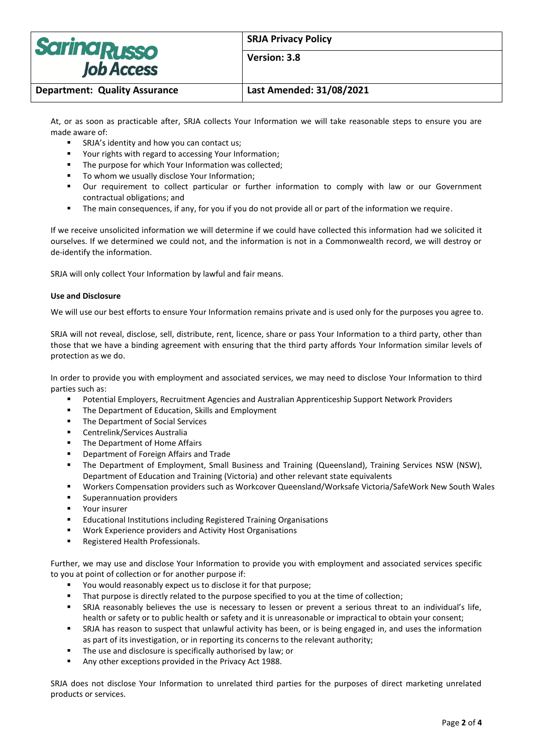At, or as soon as practicable after, SRJA collects Your Information we will take reasonable steps to ensure you are made aware of:

- SRJA's identity and how you can contact us;
- Your rights with regard to accessing Your Information;
- The purpose for which Your Information was collected;
- To whom we usually disclose Your Information;
- Our requirement to collect particular or further information to comply with law or our Government contractual obligations; and
- The main consequences, if any, for you if you do not provide all or part of the information we require.

If we receive unsolicited information we will determine if we could have collected this information had we solicited it ourselves. If we determined we could not, and the information is not in a Commonwealth record, we will destroy or de-identify the information.

SRJA will only collect Your Information by lawful and fair means.

**Use and Disclosure**

We will use our best efforts to ensure Your Information remains private and is used only for the purposes you agree to.

SRJA will not reveal, disclose, sell, distribute, rent, licence, share or pass Your Information to a third party, other than those that we have a binding agreement with ensuring that the third party affords Your Information similar levels of protection as we do.

In order to provide you with employment and associated services, we may need to disclose Your Information to third parties such as:

- Potential Employers, Recruitment Agencies and Australian Apprenticeship Support Network Providers
- The Department of Education, Skills and Employment
- The Department of Social Services
- Centrelink/Services Australia
- The Department of Home Affairs
- Department of Foreign Affairs and Trade
- The Department of Employment, Small Business and Training (Queensland), Training Services NSW (NSW), Department of Education and Training (Victoria) and other relevant state equivalents
- Workers Compensation providers such as Workcover Queensland/Worksafe Victoria/SafeWork New South Wales
- Superannuation providers
- Your insurer
- Educational Institutions including Registered Training Organisations
- Work Experience providers and Activity Host Organisations
- Registered Health Professionals.

Further, we may use and disclose Your Information to provide you with employment and associated services specific to you at point of collection or for another purpose if:

- You would reasonably expect us to disclose it for that purpose;
- That purpose is directly related to the purpose specified to you at the time of collection;
- SRJA reasonably believes the use is necessary to lessen or prevent a serious threat to an individual's life, health or safety or to public health or safety and it is unreasonable or impractical to obtain your consent;
- SRJA has reason to suspect that unlawful activity has been, or is being engaged in, and uses the information as part of its investigation, or in reporting its concerns to the relevant authority;
- The use and disclosure is specifically authorised by law; or
- Any other exceptions provided in the Privacy Act 1988.

SRJA does not disclose Your Information to unrelated third parties for the purposes of direct marketing unrelated products or services.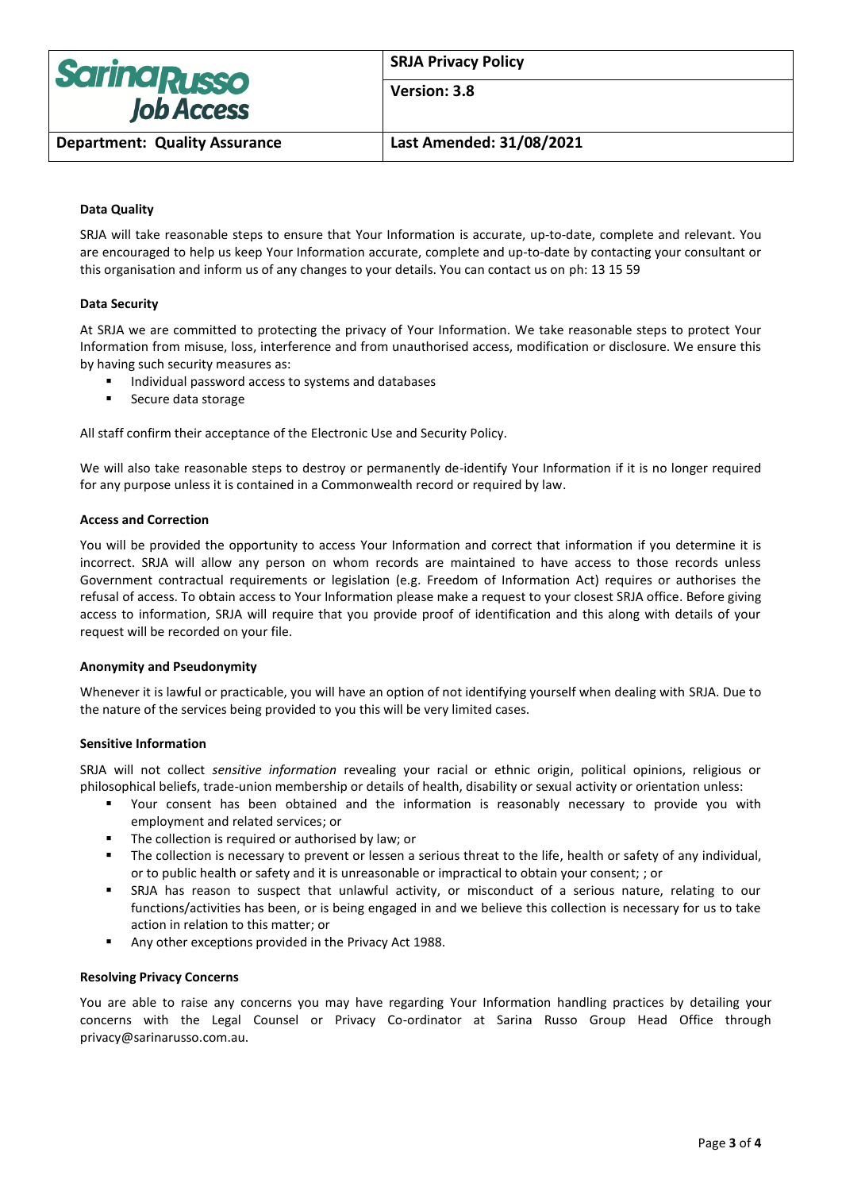### Data Quality

SRJA will take reasonable steps to ensure that Your Information is accurate, up-to-date, complete and relevant. You are encouraged to help us keep Your Information accurate, complete and up-to-date by contacting your consultant or this organisation and inform us of any changes to your details. You can contact us on ph: 13 15 59

### Data Security

At SRJA we are committed to protecting the privacy of Your Information. We take reasonable steps to protect Your Information from misuse, loss, interference and from unauthorised access, modification or disclosure. We ensure this by having such security measures as:

- Individual password access to systems and databases
- Secure data storage

All staff confirm their acceptance of the Electronic Use and Security Policy.

We will also take reasonable steps to destroy or permanently de-identify Your Information if it is no longer required for any purpose unless it is contained in a Commonwealth record or required by law.

### Access and Correction

You will be provided the opportunity to access Your Information and correct that information if you determine it is incorrect. SRJA will allow any person on whom records are maintained to have access to those records unless Government contractual requirements or legislation (e.g. Freedom of Information Act) requires or authorises the refusal of access. To obtain access to Your Information please make a request to your closest SRJA office. Before giving access to information, SRJA will require that you provide proof of identification and this along with details of your request will be recorded on your file.

### Anonymity and Pseudonymity

Whenever it is lawful or practicable, you will have an option of not identifying yourself when dealing with SRJA. Due to the nature of the services being provided to you this will be very limited cases.

### Sensitive Information

SRJA will not collect *sensitive information* revealing your racial or ethnic origin, political opinions, religious or philosophical beliefs, trade-union membership or details of health, disability or sexual activity or orientation unless:

- Your consent has been obtained and the information is reasonably necessary to provide you with employment and related services; or
- The collection is required or authorised by law; or
- The collection is necessary to prevent or lessen a serious threat to the life, health or safety of any individual, or to public health or safety and it is unreasonable or impractical to obtain your consent; ; or
- SRJA has reason to suspect that unlawful activity, or misconduct of a serious nature, relating to our functions/activities has been, or is being engaged in and we believe this collection is necessary for us to take action in relation to this matter; or
- Any other exceptions provided in the Privacy Act 1988.

### Resolving Privacy Concerns

You are able to raise any concerns you may have regarding Your Information handling practices by detailing your concerns with the Legal Counsel or Privacy Co-ordinator at Sarina Russo Group Head Office through privacy@sarinarusso.com.au.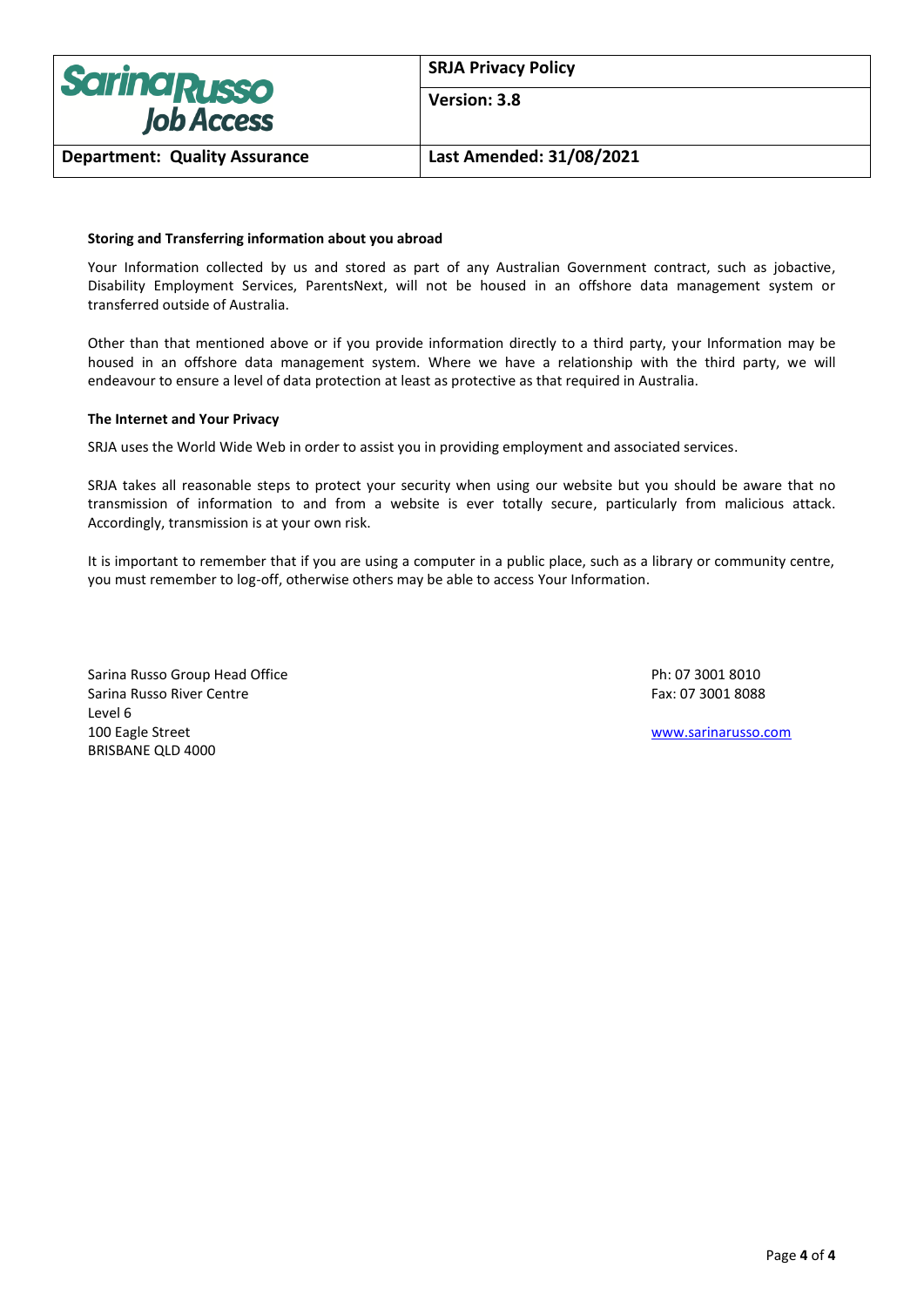### Storing and Transferring information about you abroad

Your Information collected by us and stored as part of any Australian Government contract, such as jobactive, Disability Employment Services, ParentsNext, will not be housed in an offshore data management system or transferred outside of Australia.

Other than that mentioned above or if you provide information directly to a third party, your Information may be housed in an offshore data management system. Where we have a relationship with the third party, we will endeavour to ensure a level of data protection at least as protective as that required in Australia.

### The Internet and Your Privacy

SRJA uses the World Wide Web in order to assist you in providing employment and associated services.

SRJA takes all reasonable steps to protect your security when using our website but you should be aware that no transmission of information to and from a website is ever totally secure, particularly from malicious attack. Accordingly, transmission is at your own risk.

It is important to remember that if you are using a computer in a public place, such as a library or community centre, you must remember to log-off, otherwise others may be able to access Your Information.

Sarina Russo Group Head Office
Sarina Russo River Centre
Level 6
100 Eagle Street
BRISBANE QLD 4000

Ph: 07 3001 8010
Fax: 07 3001 8088

www.sarinarusso.com